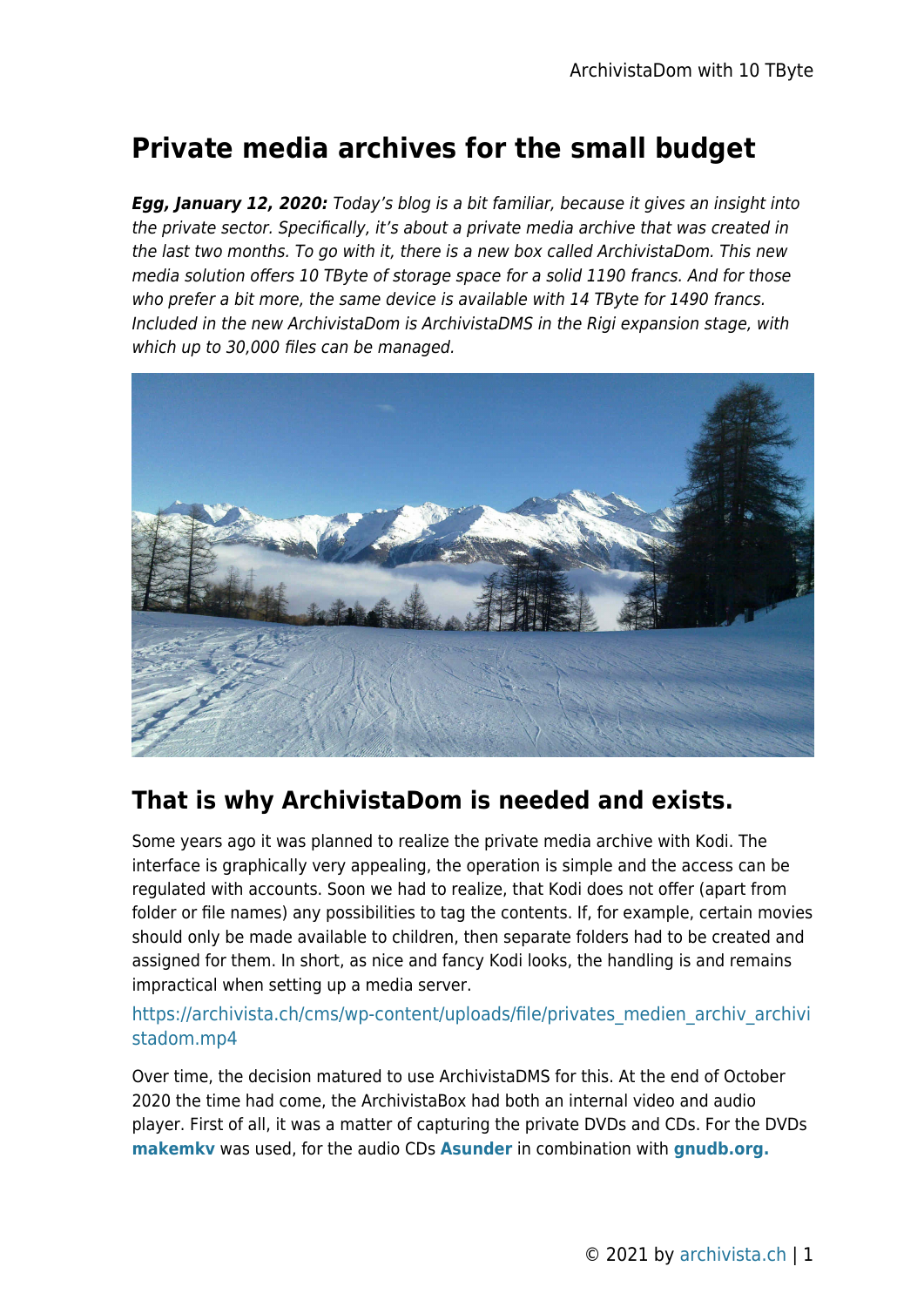# Private media archives for the small budget

***Egg, January 12, 2020:*** *Today's blog is a bit familiar, because it gives an insight into the private sector. Specifically, it's about a private media archive that was created in the last two months. To go with it, there is a new box called ArchivistaDom. This new media solution offers 10 TByte of storage space for a solid 1190 francs. And for those who prefer a bit more, the same device is available with 14 TByte for 1490 francs. Included in the new ArchivistaDom is ArchivistaDMS in the Rigi expansion stage, with which up to 30,000 files can be managed.*

## That is why ArchivistaDom is needed and exists.

Some years ago it was planned to realize the private media archive with Kodi. The interface is graphically very appealing, the operation is simple and the access can be regulated with accounts. Soon we had to realize, that Kodi does not offer (apart from folder or file names) any possibilities to tag the contents. If, for example, certain movies should only be made available to children, then separate folders had to be created and assigned for them. In short, as nice and fancy Kodi looks, the handling is and remains impractical when setting up a media server.

https://archivista.ch/cms/wp-content/uploads/file/privates_medien_archiv_archivistadom.mp4

Over time, the decision matured to use ArchivistaDMS for this. At the end of October 2020 the time had come, the ArchivistaBox had both an internal video and audio player. First of all, it was a matter of capturing the private DVDs and CDs. For the DVDs **makemkv** was used, for the audio CDs **Asunder** in combination with **gnudb.org.**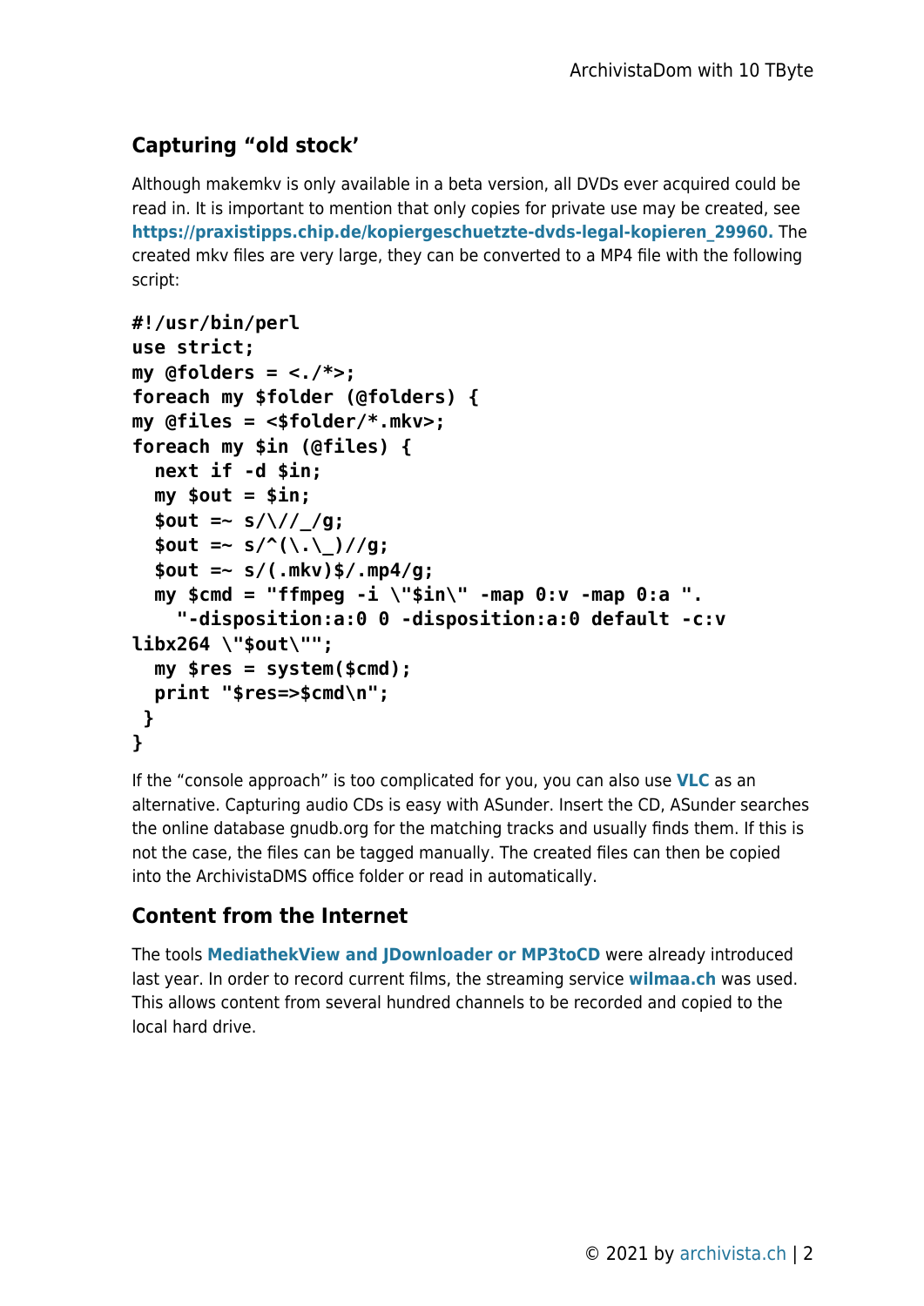## Capturing “old stock’

Although makemkv is only available in a beta version, all DVDs ever acquired could be read in. It is important to mention that only copies for private use may be created, see **https://praxistipps.chip.de/kopiergeschuetzte-dvds-legal-kopieren_29960.** The created mkv files are very large, they can be converted to a MP4 file with the following script:

```
#!/usr/bin/perl
use strict;
my @folders = <./*>;
foreach my $folder (@folders) {
my @files = <$folder/*.mkv>;
foreach my $in (@files) {
  next if -d $in;
  my $out = $in;
  $out =~ s/\//_/g;
  $out =~ s/^(\.\_)//g;
  $out =~ s/(.mkv)$/.mp4/g;
  my $cmd = "ffmpeg -i \"$in\" -map 0:v -map 0:a ".
    "-disposition:a:0 0 -disposition:a:0 default -c:v
libx264 \"$out\"";
  my $res = system($cmd);
  print "$res=>$cmd\n";
 }
}
```

If the “console approach” is too complicated for you, you can also use **VLC** as an alternative. Capturing audio CDs is easy with ASunder. Insert the CD, ASunder searches the online database gnudb.org for the matching tracks and usually finds them. If this is not the case, the files can be tagged manually. The created files can then be copied into the ArchivistaDMS office folder or read in automatically.

## Content from the Internet

The tools **MediathekView and JDownloader or MP3toCD** were already introduced last year. In order to record current films, the streaming service **wilmaa.ch** was used. This allows content from several hundred channels to be recorded and copied to the local hard drive.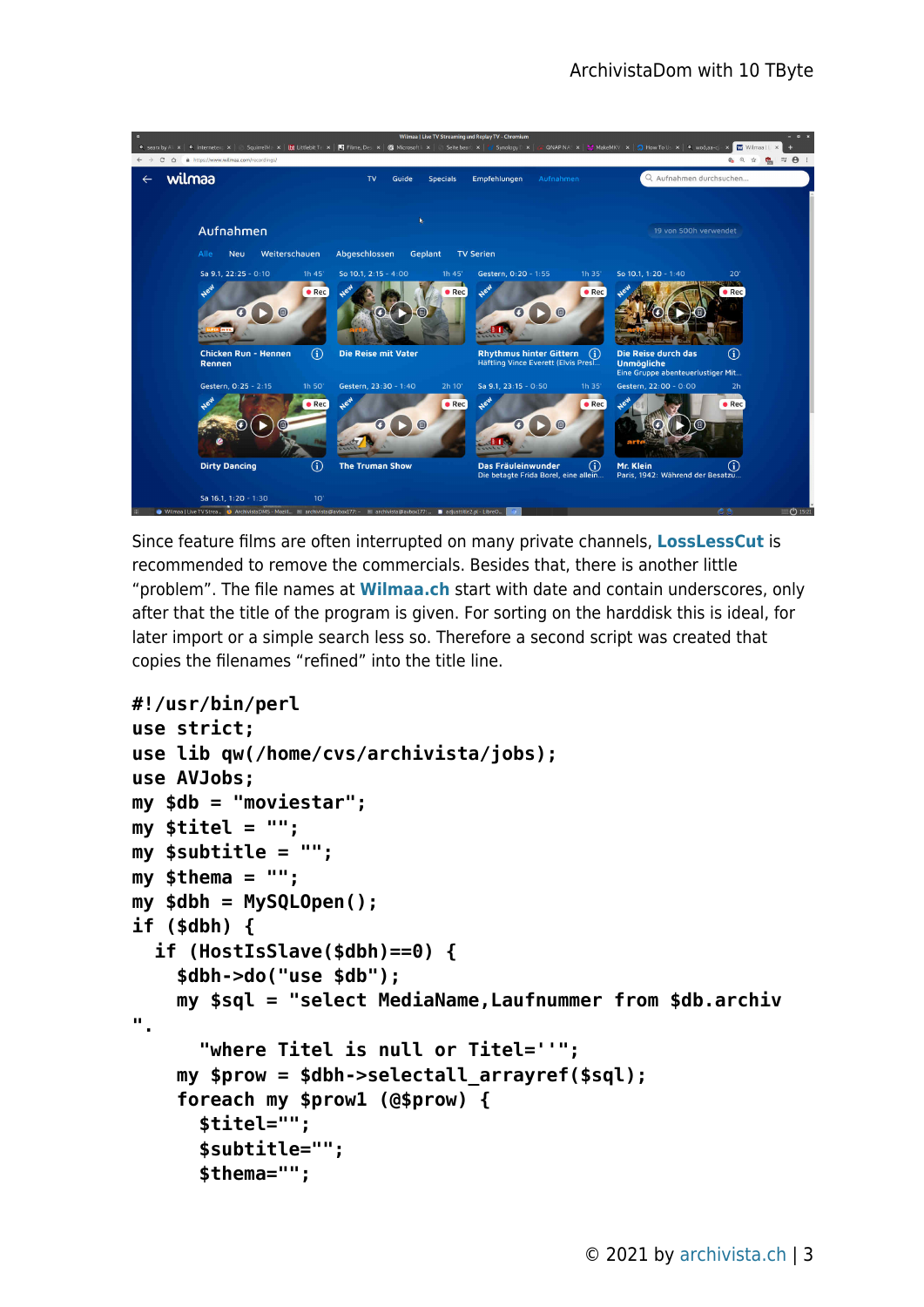Since feature films are often interrupted on many private channels, **LossLessCut** is recommended to remove the commercials. Besides that, there is another little "problem". The file names at **Wilmaa.ch** start with date and contain underscores, only after that the title of the program is given. For sorting on the harddisk this is ideal, for later import or a simple search less so. Therefore a second script was created that copies the filenames "refined" into the title line.

```
#!/usr/bin/perl
use strict;
use lib qw(/home/cvs/archivista/jobs);
use AVJobs;
my $db = "moviestar";
my $titel = "";
my $subtitle = "";
my $thema = "";
my $dbh = MySQLOpen();
if ($dbh) {
  if (HostIsSlave($dbh)==0) {
    $dbh->do("use $db");
    my $sql = "select MediaName,Laufnummer from $db.archiv
".
      "where Titel is null or Titel=''";
    my $prow = $dbh->selectall_arrayref($sql);
    foreach my $prow1 (@$prow) {
      $titel="";
      $subtitle="";
      $thema="";
```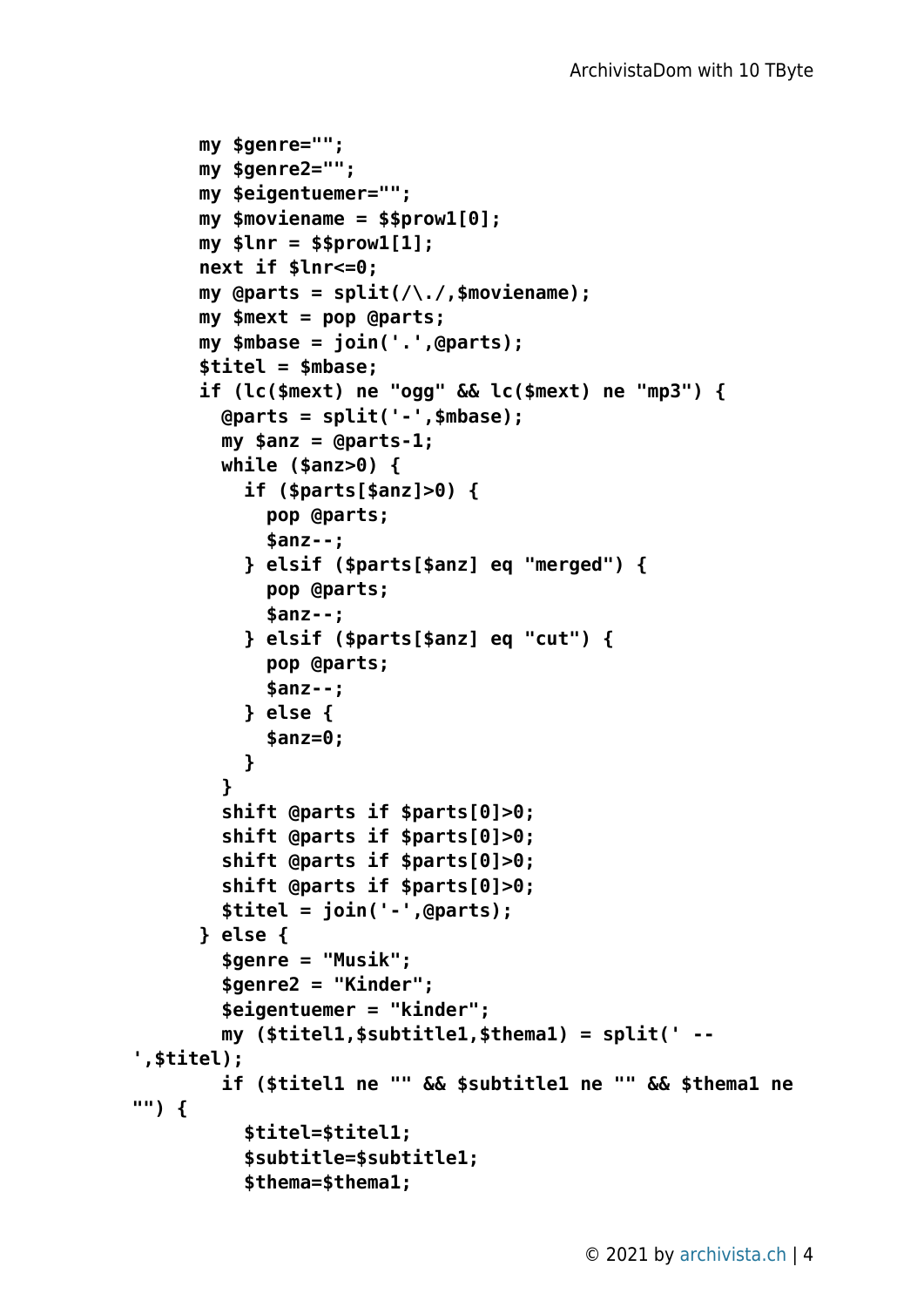```
      my $genre="";
      my $genre2="";
      my $eigentuemer="";
      my $moviename = $$prow1[0];
      my $lnr = $$prow1[1];
      next if $lnr<=0;
      my @parts = split(/\./,$moviename);
      my $mext = pop @parts;
      my $mbase = join('.',@parts);
      $titel = $mbase;
      if (lc($mext) ne "ogg" && lc($mext) ne "mp3") {
        @parts = split('-',$mbase);
        my $anz = @parts-1;
        while ($anz>0) {
          if ($parts[$anz]>0) {
            pop @parts;
            $anz--;
          } elsif ($parts[$anz] eq "merged") {
            pop @parts;
            $anz--;
          } elsif ($parts[$anz] eq "cut") {
            pop @parts;
            $anz--;
          } else {
            $anz=0;
          }
        }
        shift @parts if $parts[0]>0;
        shift @parts if $parts[0]>0;
        shift @parts if $parts[0]>0;
        shift @parts if $parts[0]>0;
        $titel = join('-',@parts);
      } else {
        $genre = "Musik";
        $genre2 = "Kinder";
        $eigentuemer = "kinder";
        my ($titel1,$subtitle1,$thema1) = split(' --
',$titel);
        if ($titel1 ne "" && $subtitle1 ne "" && $thema1 ne
"") {
          $titel=$titel1;
          $subtitle=$subtitle1;
          $thema=$thema1;
```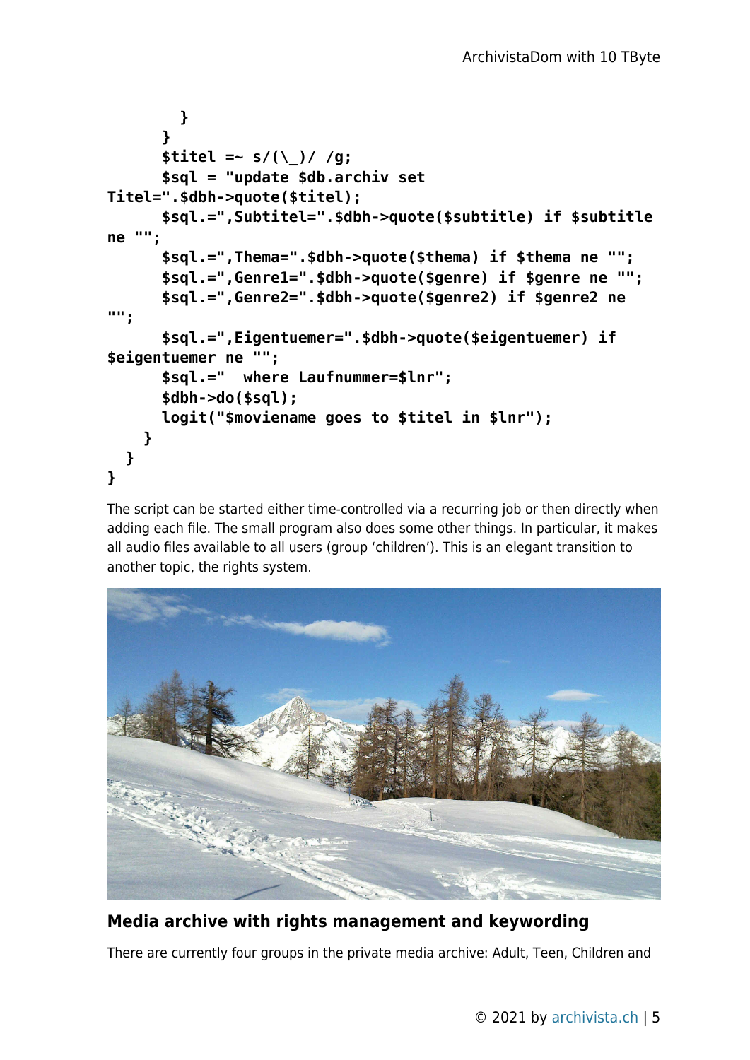```
        }
      }
      $titel =~ s/(\_)/ /g;
      $sql = "update $db.archiv set
Titel=".$dbh->quote($titel);
      $sql.=",Subtitel=".$dbh->quote($subtitle) if $subtitle
ne "";
      $sql.=",Thema=".$dbh->quote($thema) if $thema ne "";
      $sql.=",Genre1=".$dbh->quote($genre) if $genre ne "";
      $sql.=",Genre2=".$dbh->quote($genre2) if $genre2 ne
"";
      $sql.=",Eigentuemer=".$dbh->quote($eigentuemer) if
$eigentuemer ne "";
      $sql.="  where Laufnummer=$lnr";
      $dbh->do($sql);
      logit("$moviename goes to $titel in $lnr");
    }
  }
}
```

The script can be started either time-controlled via a recurring job or then directly when adding each file. The small program also does some other things. In particular, it makes all audio files available to all users (group 'children'). This is an elegant transition to another topic, the rights system.

## Media archive with rights management and keywording

There are currently four groups in the private media archive: Adult, Teen, Children and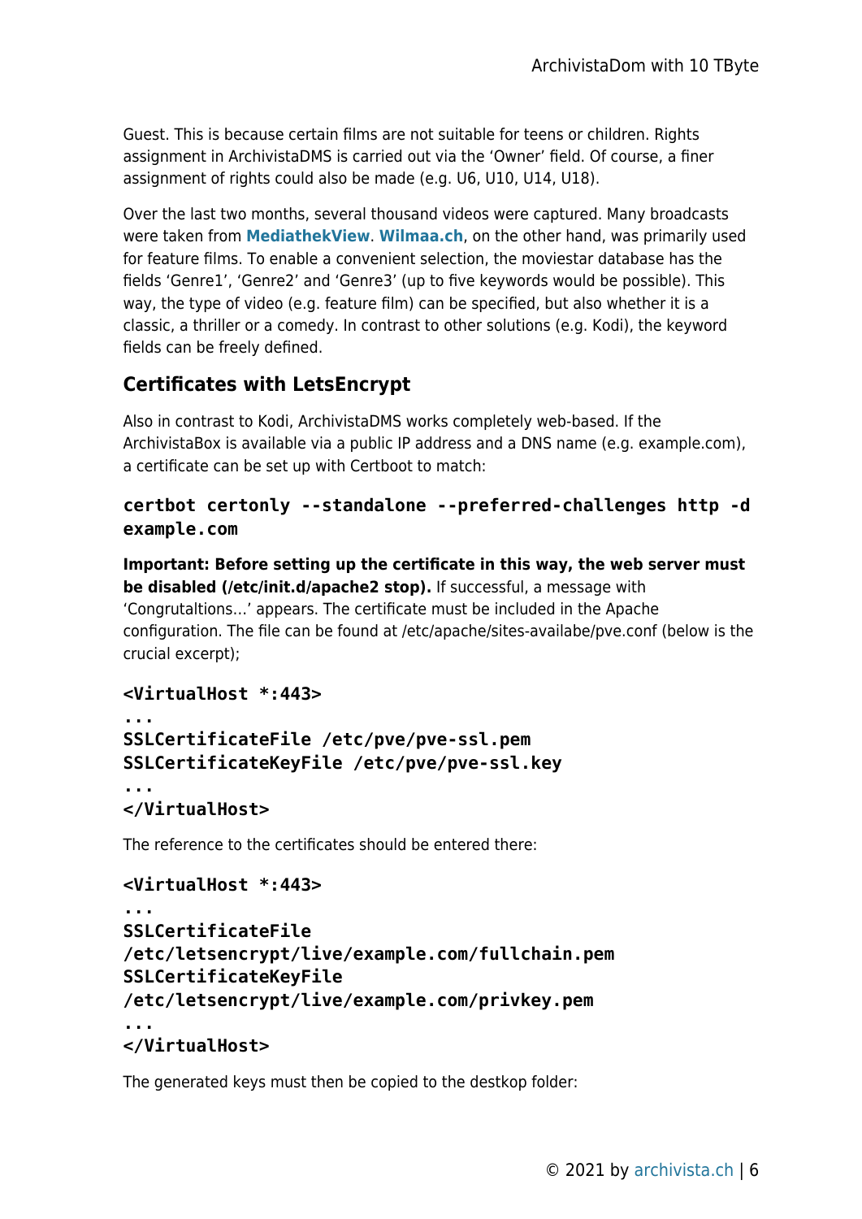Guest. This is because certain films are not suitable for teens or children. Rights assignment in ArchivistaDMS is carried out via the 'Owner' field. Of course, a finer assignment of rights could also be made (e.g. U6, U10, U14, U18).

Over the last two months, several thousand videos were captured. Many broadcasts were taken from **MediathekView**. **Wilmaa.ch**, on the other hand, was primarily used for feature films. To enable a convenient selection, the moviestar database has the fields 'Genre1', 'Genre2' and 'Genre3' (up to five keywords would be possible). This way, the type of video (e.g. feature film) can be specified, but also whether it is a classic, a thriller or a comedy. In contrast to other solutions (e.g. Kodi), the keyword fields can be freely defined.

## Certificates with LetsEncrypt

Also in contrast to Kodi, ArchivistaDMS works completely web-based. If the ArchivistaBox is available via a public IP address and a DNS name (e.g. example.com), a certificate can be set up with Certboot to match:

```
certbot certonly --standalone --preferred-challenges http -d example.com
```

**Important: Before setting up the certificate in this way, the web server must be disabled (/etc/init.d/apache2 stop).** If successful, a message with 'Congrutaltions...' appears. The certificate must be included in the Apache configuration. The file can be found at /etc/apache/sites-availabe/pve.conf (below is the crucial excerpt);

```
<VirtualHost *:443>
...
SSLCertificateFile /etc/pve/pve-ssl.pem
SSLCertificateKeyFile /etc/pve/pve-ssl.key
...
</VirtualHost>
```

The reference to the certificates should be entered there:

```
<VirtualHost *:443>
...
SSLCertificateFile
/etc/letsencrypt/live/example.com/fullchain.pem
SSLCertificateKeyFile
/etc/letsencrypt/live/example.com/privkey.pem
...
</VirtualHost>
```

The generated keys must then be copied to the destkop folder: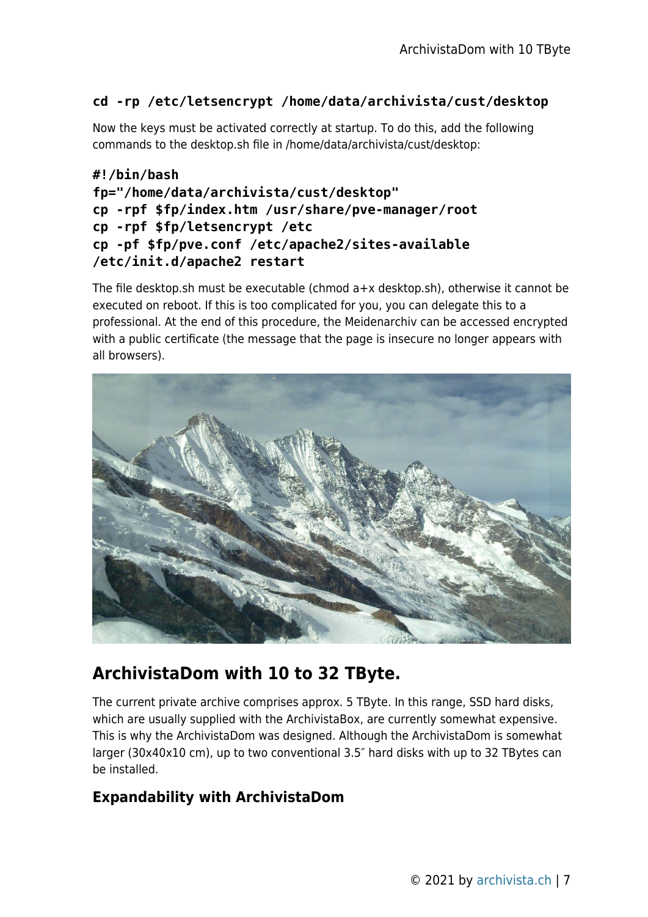```
cd -rp /etc/letsencrypt /home/data/archivista/cust/desktop
```

Now the keys must be activated correctly at startup. To do this, add the following commands to the desktop.sh file in /home/data/archivista/cust/desktop:

```
#!/bin/bash
fp="/home/data/archivista/cust/desktop"
cp -rpf $fp/index.htm /usr/share/pve-manager/root
cp -rpf $fp/letsencrypt /etc
cp -pf $fp/pve.conf /etc/apache2/sites-available
/etc/init.d/apache2 restart
```

The file desktop.sh must be executable (chmod a+x desktop.sh), otherwise it cannot be executed on reboot. If this is too complicated for you, you can delegate this to a professional. At the end of this procedure, the Meidenarchiv can be accessed encrypted with a public certificate (the message that the page is insecure no longer appears with all browsers).

## ArchivistaDom with 10 to 32 TByte.

The current private archive comprises approx. 5 TByte. In this range, SSD hard disks, which are usually supplied with the ArchivistaBox, are currently somewhat expensive. This is why the ArchivistaDom was designed. Although the ArchivistaDom is somewhat larger (30x40x10 cm), up to two conventional 3.5″ hard disks with up to 32 TBytes can be installed.

### Expandability with ArchivistaDom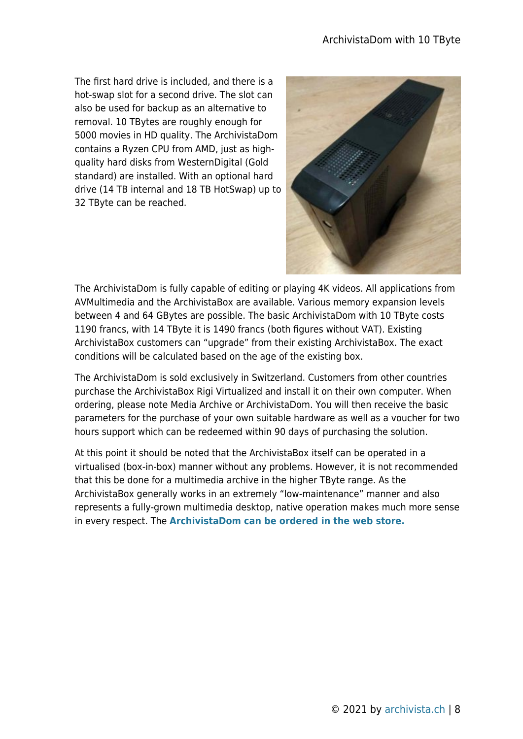The first hard drive is included, and there is a hot-swap slot for a second drive. The slot can also be used for backup as an alternative to removal. 10 TBytes are roughly enough for 5000 movies in HD quality. The ArchivistaDom contains a Ryzen CPU from AMD, just as high-quality hard disks from WesternDigital (Gold standard) are installed. With an optional hard drive (14 TB internal and 18 TB HotSwap) up to 32 TByte can be reached.

The ArchivistaDom is fully capable of editing or playing 4K videos. All applications from AVMultimedia and the ArchivistaBox are available. Various memory expansion levels between 4 and 64 GBytes are possible. The basic ArchivistaDom with 10 TByte costs 1190 francs, with 14 TByte it is 1490 francs (both figures without VAT). Existing ArchivistaBox customers can "upgrade" from their existing ArchivistaBox. The exact conditions will be calculated based on the age of the existing box.

The ArchivistaDom is sold exclusively in Switzerland. Customers from other countries purchase the ArchivistaBox Rigi Virtualized and install it on their own computer. When ordering, please note Media Archive or ArchivistaDom. You will then receive the basic parameters for the purchase of your own suitable hardware as well as a voucher for two hours support which can be redeemed within 90 days of purchasing the solution.

At this point it should be noted that the ArchivistaBox itself can be operated in a virtualised (box-in-box) manner without any problems. However, it is not recommended that this be done for a multimedia archive in the higher TByte range. As the ArchivistaBox generally works in an extremely "low-maintenance" manner and also represents a fully-grown multimedia desktop, native operation makes much more sense in every respect. The **ArchivistaDom can be ordered in the web store.**